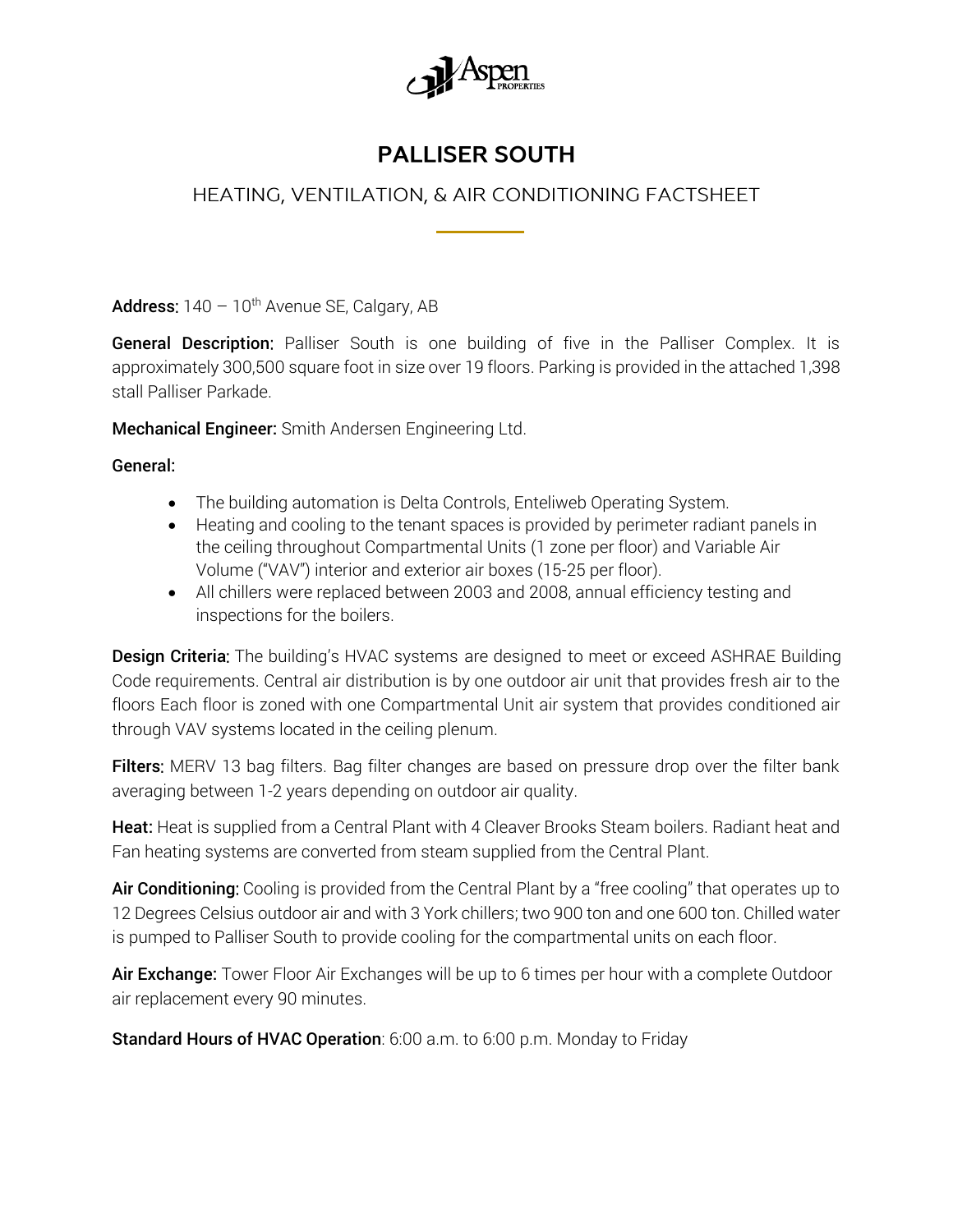# PALLISER SOUTH

## HEATING, VENTILATION, & AIR CONDITIONING FACTSHEET

**Address:** 140 – 10th Avenue SE, Calgary, AB

**General Description:** Palliser South is one building of five in the Palliser Complex. It is approximately 300,500 square foot in size over 19 floors. Parking is provided in the attached 1,398 stall Palliser Parkade.

**Mechanical Engineer:** Smith Andersen Engineering Ltd.

**General:**

- The building automation is Delta Controls, Enteliweb Operating System.
- Heating and cooling to the tenant spaces is provided by perimeter radiant panels in the ceiling throughout Compartmental Units (1 zone per floor) and Variable Air Volume ("VAV") interior and exterior air boxes (15-25 per floor).
- All chillers were replaced between 2003 and 2008, annual efficiency testing and inspections for the boilers.

**Design Criteria:** The building's HVAC systems are designed to meet or exceed ASHRAE Building Code requirements. Central air distribution is by one outdoor air unit that provides fresh air to the floors Each floor is zoned with one Compartmental Unit air system that provides conditioned air through VAV systems located in the ceiling plenum.

**Filters:** MERV 13 bag filters. Bag filter changes are based on pressure drop over the filter bank averaging between 1-2 years depending on outdoor air quality.

**Heat:** Heat is supplied from a Central Plant with 4 Cleaver Brooks Steam boilers. Radiant heat and Fan heating systems are converted from steam supplied from the Central Plant.

**Air Conditioning:** Cooling is provided from the Central Plant by a "free cooling" that operates up to 12 Degrees Celsius outdoor air and with 3 York chillers; two 900 ton and one 600 ton. Chilled water is pumped to Palliser South to provide cooling for the compartmental units on each floor.

**Air Exchange:** Tower Floor Air Exchanges will be up to 6 times per hour with a complete Outdoor air replacement every 90 minutes.

**Standard Hours of HVAC Operation**: 6:00 a.m. to 6:00 p.m. Monday to Friday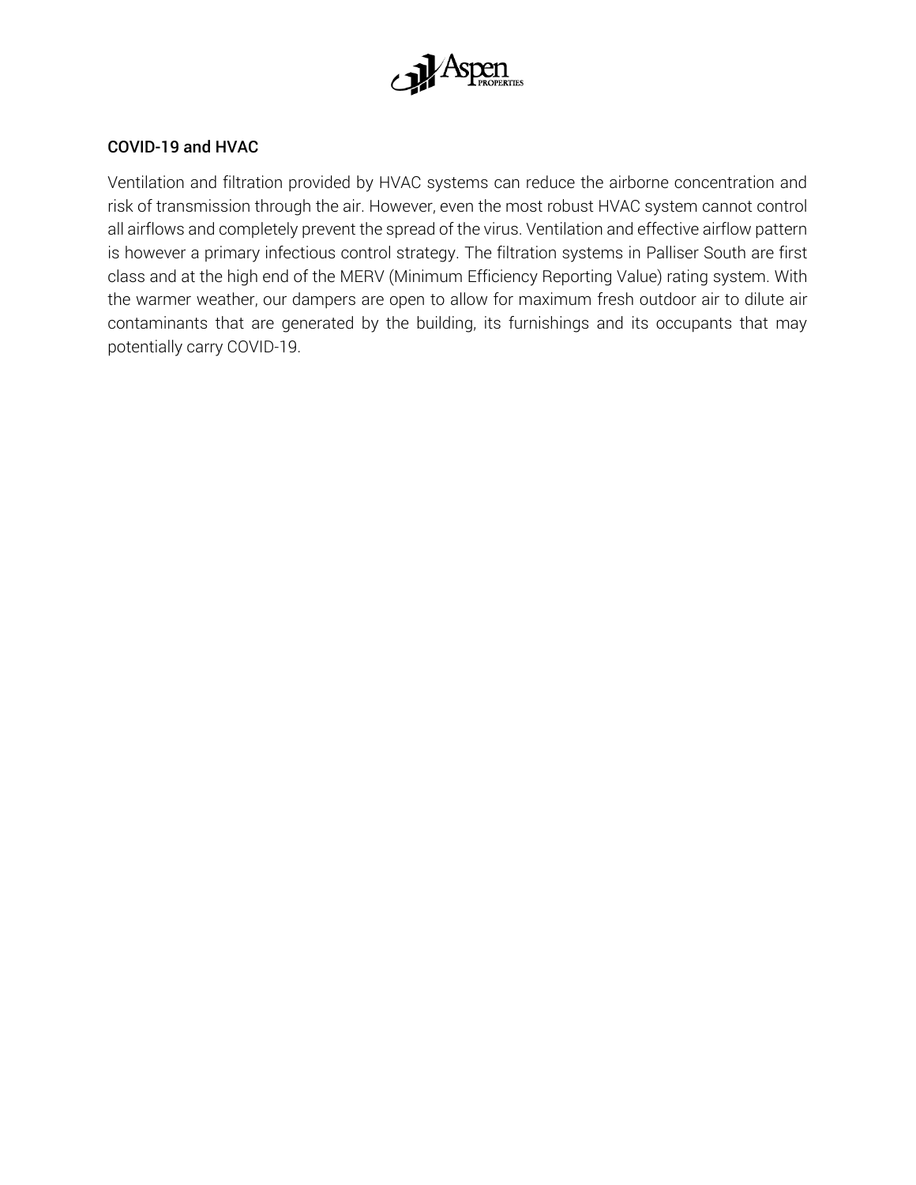## COVID-19 and HVAC

Ventilation and filtration provided by HVAC systems can reduce the airborne concentration and risk of transmission through the air. However, even the most robust HVAC system cannot control all airflows and completely prevent the spread of the virus. Ventilation and effective airflow pattern is however a primary infectious control strategy. The filtration systems in Palliser South are first class and at the high end of the MERV (Minimum Efficiency Reporting Value) rating system. With the warmer weather, our dampers are open to allow for maximum fresh outdoor air to dilute air contaminants that are generated by the building, its furnishings and its occupants that may potentially carry COVID-19.